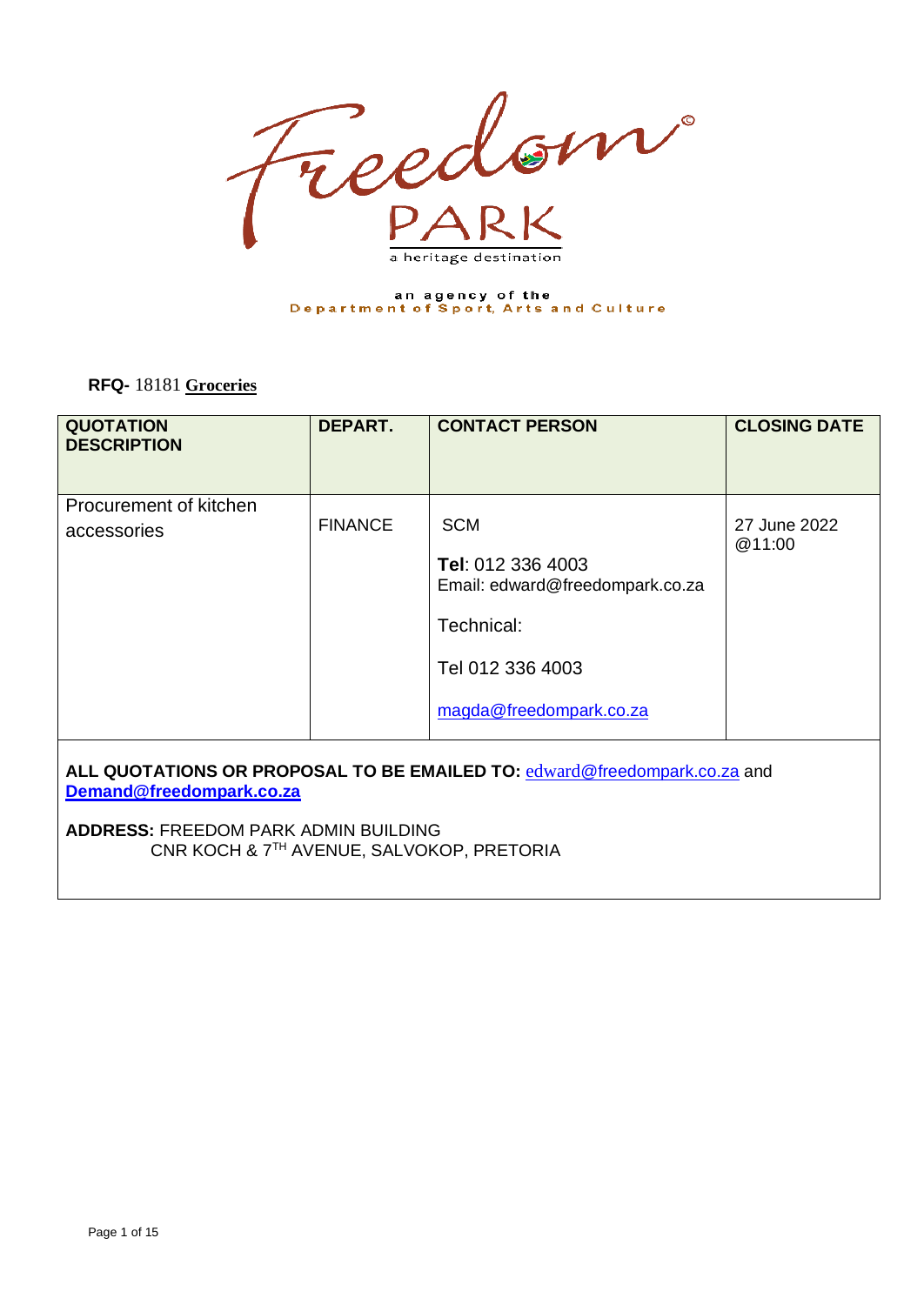Freedom PARK

a heritage destination

an agency of the
Department of Sport, Arts and Culture

**RFQ-** 18181 **Groceries**

| **QUOTATION DESCRIPTION** | **DEPART.** | **CONTACT PERSON** | **CLOSING DATE** |
|---|---|---|---|
| Procurement of kitchen accessories | FINANCE | SCM<br><br>**Tel**: 012 336 4003<br>Email: edward@freedompark.co.za<br><br>Technical:<br><br>Tel 012 336 4003<br><br>magda@freedompark.co.za | 27 June 2022 @11:00 |

**ALL QUOTATIONS OR PROPOSAL TO BE EMAILED TO:** edward@freedompark.co.za and **Demand@freedompark.co.za**

**ADDRESS:** FREEDOM PARK ADMIN BUILDING
CNR KOCH & 7TH AVENUE, SALVOKOP, PRETORIA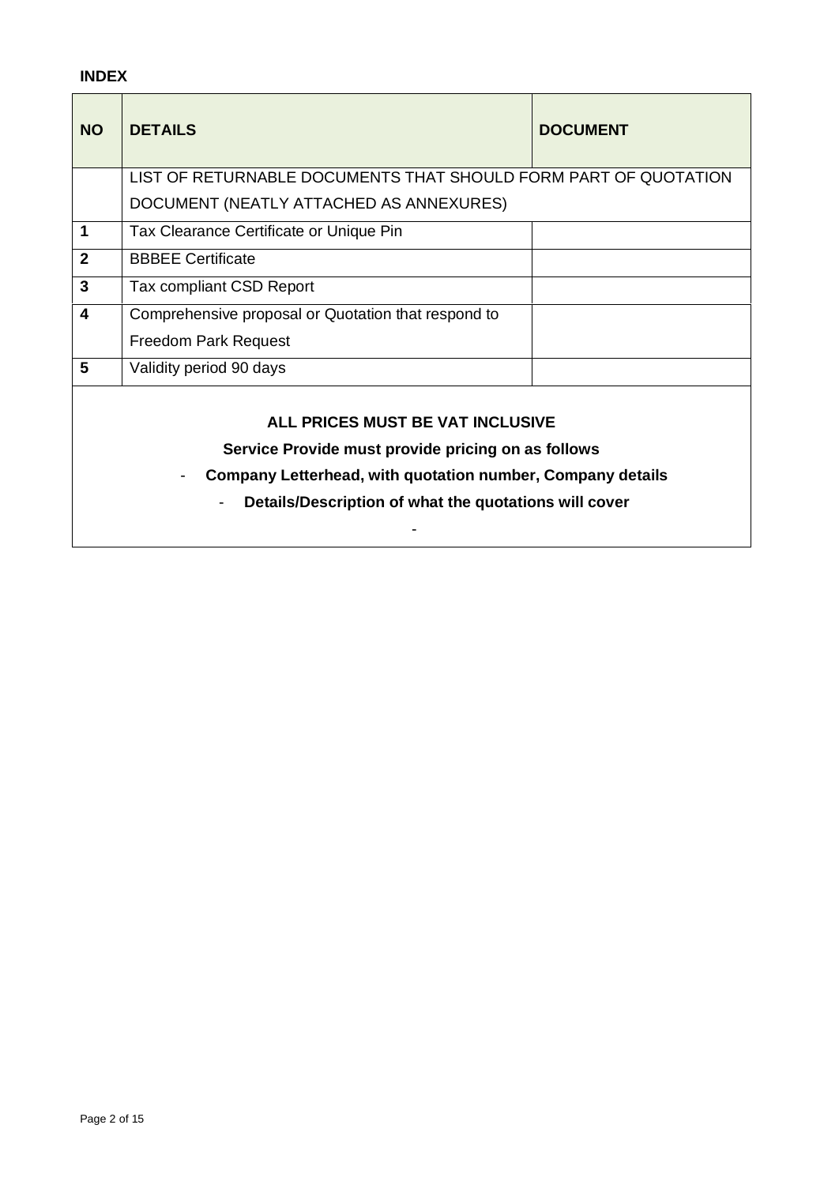**INDEX**

| NO | DETAILS | DOCUMENT |
|---|---|---|
| | LIST OF RETURNABLE DOCUMENTS THAT SHOULD FORM PART OF QUOTATION DOCUMENT (NEATLY ATTACHED AS ANNEXURES) | |
| 1 | Tax Clearance Certificate or Unique Pin | |
| 2 | BBBEE Certificate | |
| 3 | Tax compliant CSD Report | |
| 4 | Comprehensive proposal or Quotation that respond to Freedom Park Request | |
| 5 | Validity period 90 days | |

**ALL PRICES MUST BE VAT INCLUSIVE**

**Service Provide must provide pricing on as follows**

- **Company Letterhead, with quotation number, Company details**
- **Details/Description of what the quotations will cover**
-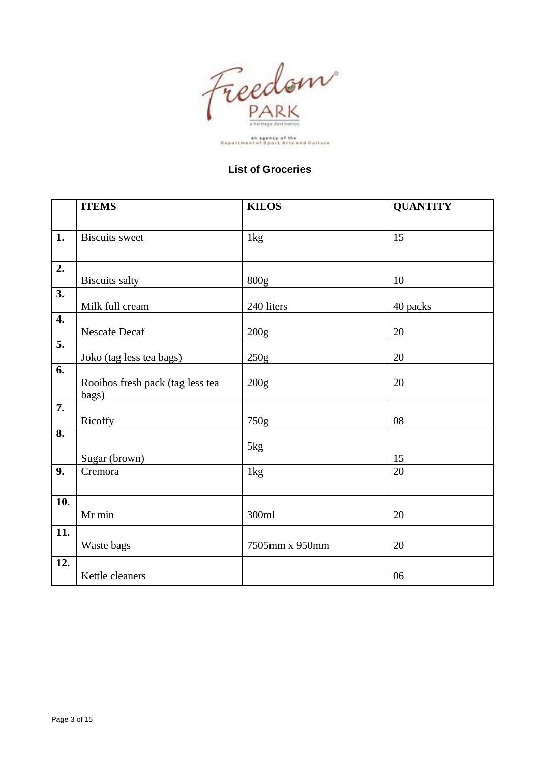Freedom PARK

a heritage destination

an agency of the Department of Sport, Arts and Culture

## List of Groceries

| | ITEMS | KILOS | QUANTITY |
|---|---|---|---|
| **1.** | Biscuits sweet | 1kg | 15 |
| **2.** | Biscuits salty | 800g | 10 |
| **3.** | Milk full cream | 240 liters | 40 packs |
| **4.** | Nescafe Decaf | 200g | 20 |
| **5.** | Joko (tag less tea bags) | 250g | 20 |
| **6.** | Rooibos fresh pack (tag less tea bags) | 200g | 20 |
| **7.** | Ricoffy | 750g | 08 |
| **8.** | Sugar (brown) | 5kg | 15 |
| **9.** | Cremora | 1kg | 20 |
| **10.** | Mr min | 300ml | 20 |
| **11.** | Waste bags | 7505mm x 950mm | 20 |
| **12.** | Kettle cleaners | | 06 |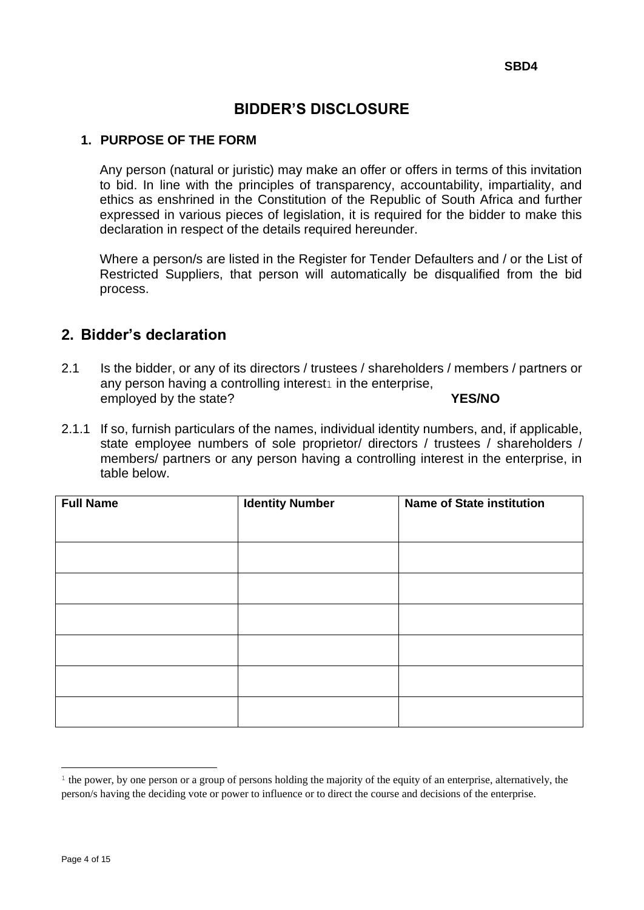SBD4

# BIDDER'S DISCLOSURE

## 1. PURPOSE OF THE FORM

Any person (natural or juristic) may make an offer or offers in terms of this invitation to bid. In line with the principles of transparency, accountability, impartiality, and ethics as enshrined in the Constitution of the Republic of South Africa and further expressed in various pieces of legislation, it is required for the bidder to make this declaration in respect of the details required hereunder.

Where a person/s are listed in the Register for Tender Defaulters and / or the List of Restricted Suppliers, that person will automatically be disqualified from the bid process.

## 2. Bidder's declaration

2.1 Is the bidder, or any of its directors / trustees / shareholders / members / partners or any person having a controlling interest[1] in the enterprise, employed by the state? **YES/NO**

2.1.1 If so, furnish particulars of the names, individual identity numbers, and, if applicable, state employee numbers of sole proprietor/ directors / trustees / shareholders / members/ partners or any person having a controlling interest in the enterprise, in table below.

| Full Name | Identity Number | Name of State institution |
|---|---|---|
| | | |
| | | |
| | | |
| | | |
| | | |
| | | |

[1] the power, by one person or a group of persons holding the majority of the equity of an enterprise, alternatively, the person/s having the deciding vote or power to influence or to direct the course and decisions of the enterprise.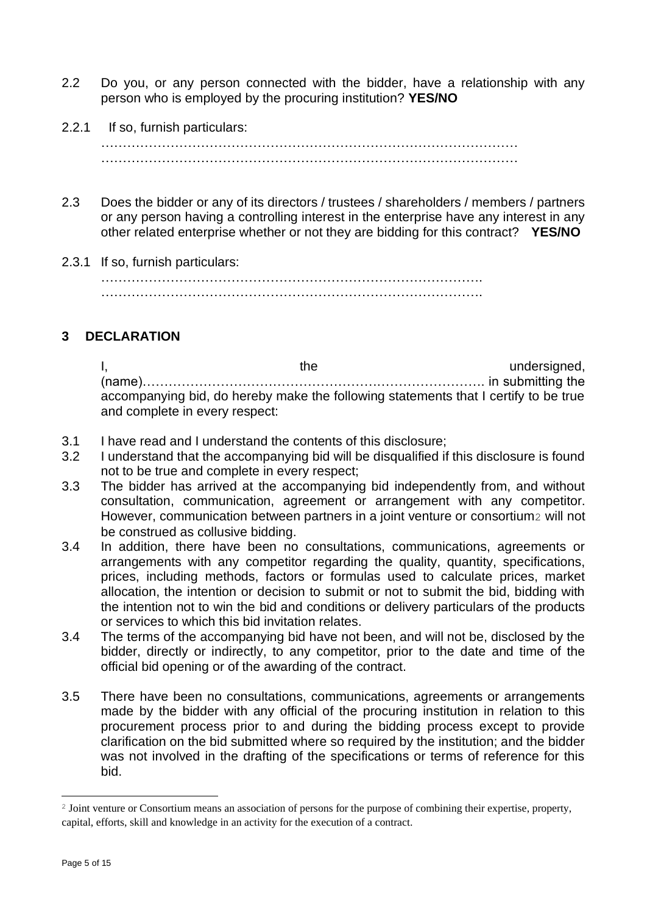2.2 Do you, or any person connected with the bidder, have a relationship with any person who is employed by the procuring institution? **YES/NO**

2.2.1 If so, furnish particulars:

………………………………………………………………………………………
………………………………………………………………………………………

2.3 Does the bidder or any of its directors / trustees / shareholders / members / partners or any person having a controlling interest in the enterprise have any interest in any other related enterprise whether or not they are bidding for this contract? **YES/NO**

2.3.1 If so, furnish particulars:

…………………………………………………………………………….
…………………………………………………………………………….

## 3 DECLARATION

I, the undersigned, (name)………………………………………………………………………. in submitting the accompanying bid, do hereby make the following statements that I certify to be true and complete in every respect:

3.1 I have read and I understand the contents of this disclosure;

3.2 I understand that the accompanying bid will be disqualified if this disclosure is found not to be true and complete in every respect;

3.3 The bidder has arrived at the accompanying bid independently from, and without consultation, communication, agreement or arrangement with any competitor. However, communication between partners in a joint venture or consortium[2] will not be construed as collusive bidding.

3.4 In addition, there have been no consultations, communications, agreements or arrangements with any competitor regarding the quality, quantity, specifications, prices, including methods, factors or formulas used to calculate prices, market allocation, the intention or decision to submit or not to submit the bid, bidding with the intention not to win the bid and conditions or delivery particulars of the products or services to which this bid invitation relates.

3.4 The terms of the accompanying bid have not been, and will not be, disclosed by the bidder, directly or indirectly, to any competitor, prior to the date and time of the official bid opening or of the awarding of the contract.

3.5 There have been no consultations, communications, agreements or arrangements made by the bidder with any official of the procuring institution in relation to this procurement process prior to and during the bidding process except to provide clarification on the bid submitted where so required by the institution; and the bidder was not involved in the drafting of the specifications or terms of reference for this bid.

[2] Joint venture or Consortium means an association of persons for the purpose of combining their expertise, property, capital, efforts, skill and knowledge in an activity for the execution of a contract.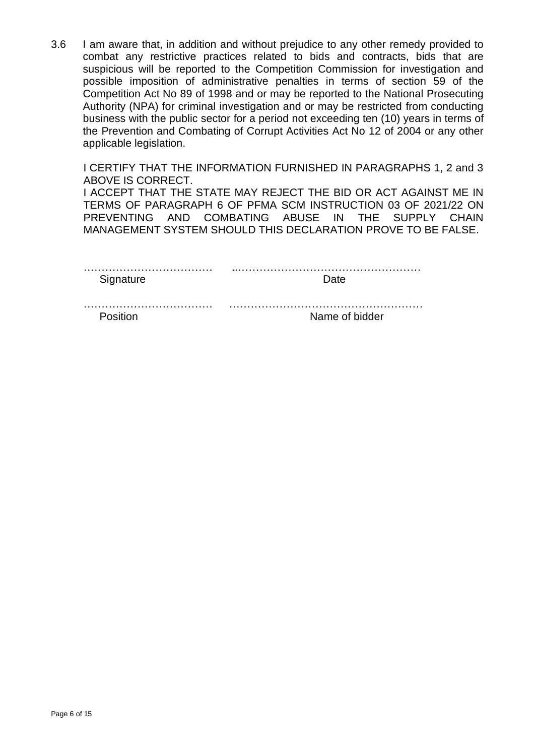3.6 I am aware that, in addition and without prejudice to any other remedy provided to combat any restrictive practices related to bids and contracts, bids that are suspicious will be reported to the Competition Commission for investigation and possible imposition of administrative penalties in terms of section 59 of the Competition Act No 89 of 1998 and or may be reported to the National Prosecuting Authority (NPA) for criminal investigation and or may be restricted from conducting business with the public sector for a period not exceeding ten (10) years in terms of the Prevention and Combating of Corrupt Activities Act No 12 of 2004 or any other applicable legislation.

I CERTIFY THAT THE INFORMATION FURNISHED IN PARAGRAPHS 1, 2 and 3 ABOVE IS CORRECT.

I ACCEPT THAT THE STATE MAY REJECT THE BID OR ACT AGAINST ME IN TERMS OF PARAGRAPH 6 OF PFMA SCM INSTRUCTION 03 OF 2021/22 ON PREVENTING AND COMBATING ABUSE IN THE SUPPLY CHAIN MANAGEMENT SYSTEM SHOULD THIS DECLARATION PROVE TO BE FALSE.

……………………………… ………………………………………………
Signature Date

……………………………… ………………………………………………
Position Name of bidder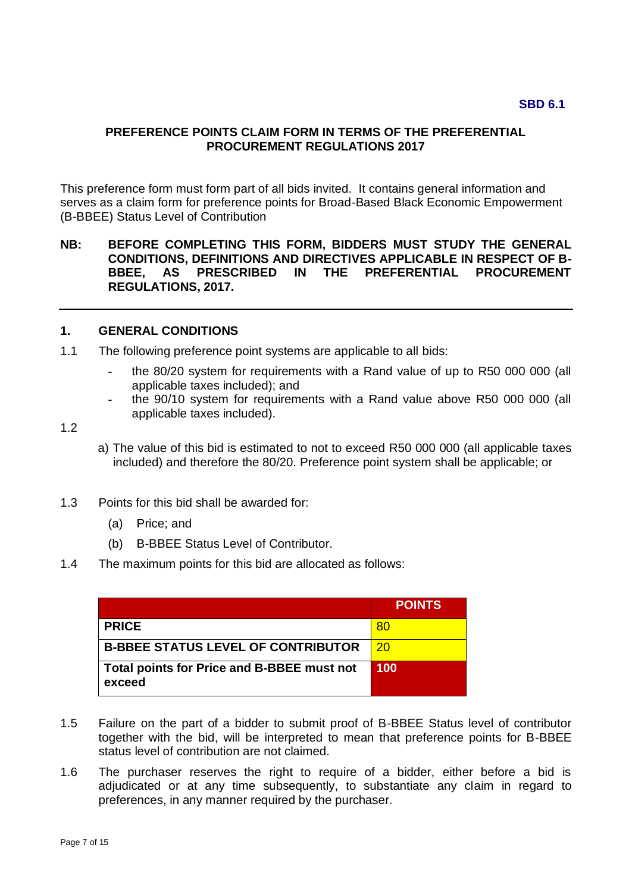**SBD 6.1**

## PREFERENCE POINTS CLAIM FORM IN TERMS OF THE PREFERENTIAL PROCUREMENT REGULATIONS 2017

This preference form must form part of all bids invited. It contains general information and serves as a claim form for preference points for Broad-Based Black Economic Empowerment (B-BBEE) Status Level of Contribution

**NB: BEFORE COMPLETING THIS FORM, BIDDERS MUST STUDY THE GENERAL CONDITIONS, DEFINITIONS AND DIRECTIVES APPLICABLE IN RESPECT OF B-BBEE, AS PRESCRIBED IN THE PREFERENTIAL PROCUREMENT REGULATIONS, 2017.**

---

### 1. GENERAL CONDITIONS

1.1 The following preference point systems are applicable to all bids:

- the 80/20 system for requirements with a Rand value of up to R50 000 000 (all applicable taxes included); and
- the 90/10 system for requirements with a Rand value above R50 000 000 (all applicable taxes included).

1.2

a) The value of this bid is estimated to not to exceed R50 000 000 (all applicable taxes included) and therefore the 80/20. Preference point system shall be applicable; or

1.3 Points for this bid shall be awarded for:

(a) Price; and

(b) B-BBEE Status Level of Contributor.

1.4 The maximum points for this bid are allocated as follows:

| | POINTS |
|---|---|
| **PRICE** | 80 |
| **B-BBEE STATUS LEVEL OF CONTRIBUTOR** | 20 |
| **Total points for Price and B-BBEE must not exceed** | **100** |

1.5 Failure on the part of a bidder to submit proof of B-BBEE Status level of contributor together with the bid, will be interpreted to mean that preference points for B-BBEE status level of contribution are not claimed.

1.6 The purchaser reserves the right to require of a bidder, either before a bid is adjudicated or at any time subsequently, to substantiate any claim in regard to preferences, in any manner required by the purchaser.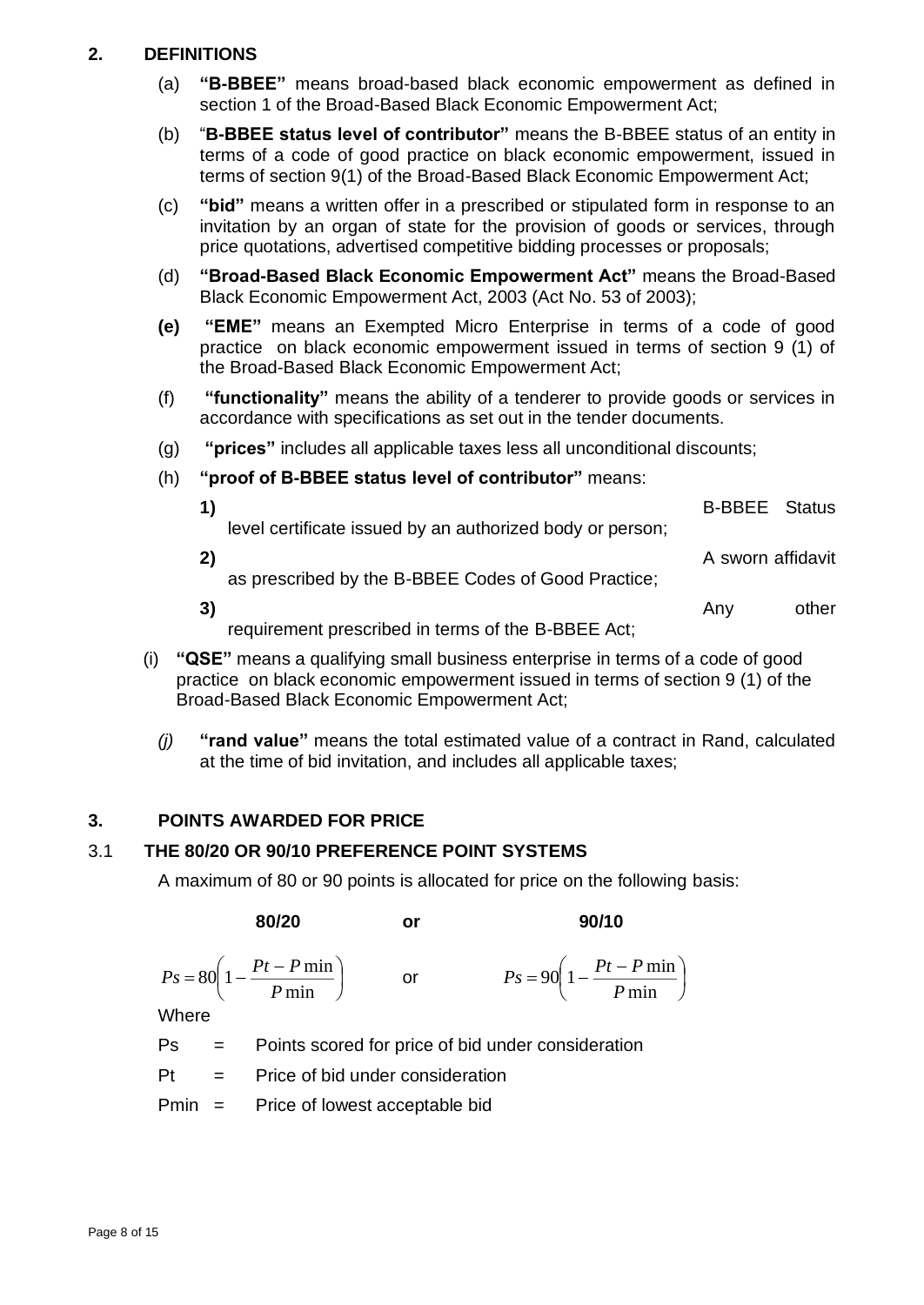## 2. DEFINITIONS

(a) **"B-BBEE"** means broad-based black economic empowerment as defined in section 1 of the Broad-Based Black Economic Empowerment Act;

(b) "**B-BBEE status level of contributor"** means the B-BBEE status of an entity in terms of a code of good practice on black economic empowerment, issued in terms of section 9(1) of the Broad-Based Black Economic Empowerment Act;

(c) **"bid"** means a written offer in a prescribed or stipulated form in response to an invitation by an organ of state for the provision of goods or services, through price quotations, advertised competitive bidding processes or proposals;

(d) **"Broad-Based Black Economic Empowerment Act"** means the Broad-Based Black Economic Empowerment Act, 2003 (Act No. 53 of 2003);

**(e)** **"EME"** means an Exempted Micro Enterprise in terms of a code of good practice on black economic empowerment issued in terms of section 9 (1) of the Broad-Based Black Economic Empowerment Act;

(f) **"functionality"** means the ability of a tenderer to provide goods or services in accordance with specifications as set out in the tender documents.

(g) **"prices"** includes all applicable taxes less all unconditional discounts;

(h) **"proof of B-BBEE status level of contributor"** means:

**1)** B-BBEE Status level certificate issued by an authorized body or person;

**2)** A sworn affidavit as prescribed by the B-BBEE Codes of Good Practice;

**3)** Any other requirement prescribed in terms of the B-BBEE Act;

(i) **"QSE"** means a qualifying small business enterprise in terms of a code of good practice on black economic empowerment issued in terms of section 9 (1) of the Broad-Based Black Economic Empowerment Act;

*(j)* **"rand value"** means the total estimated value of a contract in Rand, calculated at the time of bid invitation, and includes all applicable taxes;

## 3. POINTS AWARDED FOR PRICE

### 3.1 THE 80/20 OR 90/10 PREFERENCE POINT SYSTEMS

A maximum of 80 or 90 points is allocated for price on the following basis:

**80/20** **or** **90/10**

$$Ps = 80\left(1 - \frac{Pt - P\min}{P\min}\right) \quad \text{or} \quad Ps = 90\left(1 - \frac{Pt - P\min}{P\min}\right)$$

Where

Ps = Points scored for price of bid under consideration

Pt = Price of bid under consideration

Pmin = Price of lowest acceptable bid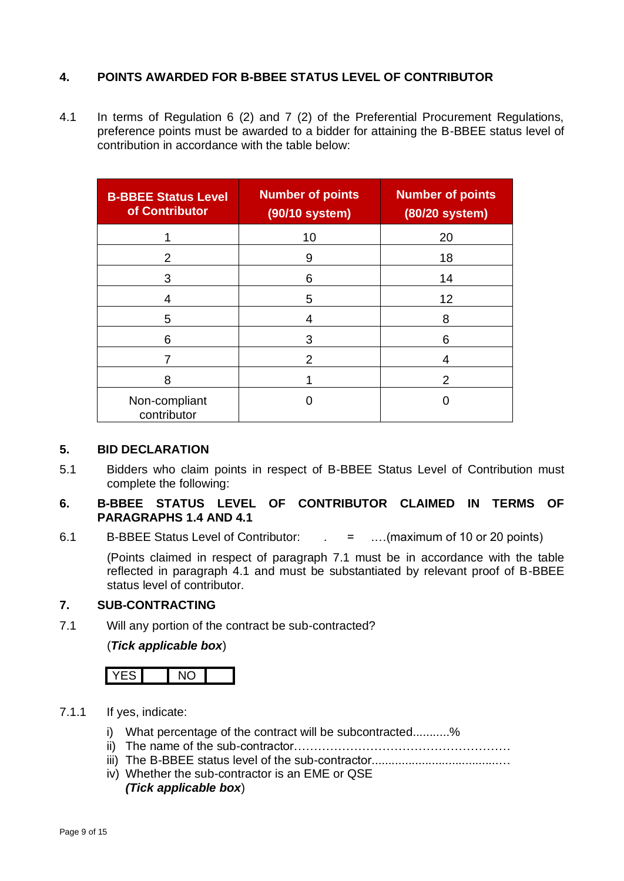## 4. POINTS AWARDED FOR B-BBEE STATUS LEVEL OF CONTRIBUTOR

4.1 In terms of Regulation 6 (2) and 7 (2) of the Preferential Procurement Regulations, preference points must be awarded to a bidder for attaining the B-BBEE status level of contribution in accordance with the table below:

| B-BBEE Status Level of Contributor | Number of points (90/10 system) | Number of points (80/20 system) |
|---|---|---|
| 1 | 10 | 20 |
| 2 | 9 | 18 |
| 3 | 6 | 14 |
| 4 | 5 | 12 |
| 5 | 4 | 8 |
| 6 | 3 | 6 |
| 7 | 2 | 4 |
| 8 | 1 | 2 |
| Non-compliant contributor | 0 | 0 |

## 5. BID DECLARATION

5.1 Bidders who claim points in respect of B-BBEE Status Level of Contribution must complete the following:

## 6. B-BBEE STATUS LEVEL OF CONTRIBUTOR CLAIMED IN TERMS OF PARAGRAPHS 1.4 AND 4.1

6.1 B-BBEE Status Level of Contributor: . = ….(maximum of 10 or 20 points)

(Points claimed in respect of paragraph 7.1 must be in accordance with the table reflected in paragraph 4.1 and must be substantiated by relevant proof of B-BBEE status level of contributor.

## 7. SUB-CONTRACTING

7.1 Will any portion of the contract be sub-contracted?

(***Tick applicable box***)

| YES | | NO | |
|---|---|---|---|

7.1.1 If yes, indicate:

i) What percentage of the contract will be subcontracted...........%
ii) The name of the sub-contractor………………………………………………
iii) The B-BBEE status level of the sub-contractor.......................................…
iv) Whether the sub-contractor is an EME or QSE
***(Tick applicable box***)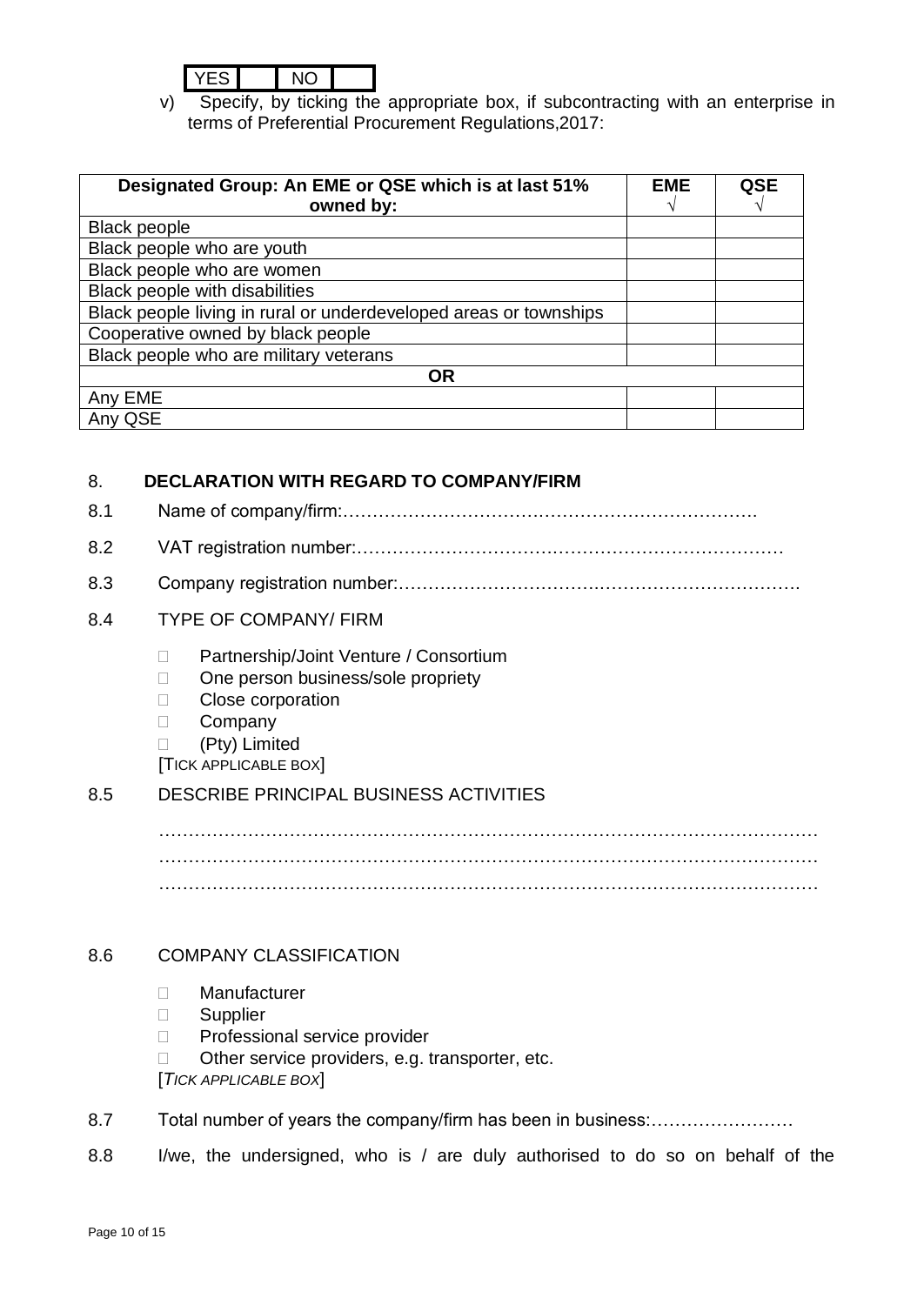| YES | | NO | |
|---|---|---|---|

v) Specify, by ticking the appropriate box, if subcontracting with an enterprise in terms of Preferential Procurement Regulations,2017:

| Designated Group: An EME or QSE which is at last 51% owned by: | EME √ | QSE √ |
|---|---|---|
| Black people | | |
| Black people who are youth | | |
| Black people who are women | | |
| Black people with disabilities | | |
| Black people living in rural or underdeveloped areas or townships | | |
| Cooperative owned by black people | | |
| Black people who are military veterans | | |
| **OR** | | |
| Any EME | | |
| Any QSE | | |

## 8. DECLARATION WITH REGARD TO COMPANY/FIRM

8.1 Name of company/firm:…………………………………………………………….

8.2 VAT registration number:………………………………………………………………

8.3 Company registration number:…………….……………………….…………………….

8.4 TYPE OF COMPANY/ FIRM

- ☐ Partnership/Joint Venture / Consortium
- ☐ One person business/sole propriety
- ☐ Close corporation
- ☐ Company
- ☐ (Pty) Limited

[TICK APPLICABLE BOX]

8.5 DESCRIBE PRINCIPAL BUSINESS ACTIVITIES

………………………………………………………………………………………………
………………………………………………………………………………………………
………………………………………………………………………………………………

8.6 COMPANY CLASSIFICATION

- ☐ Manufacturer
- ☐ Supplier
- ☐ Professional service provider
- ☐ Other service providers, e.g. transporter, etc.

[*TICK APPLICABLE BOX*]

8.7 Total number of years the company/firm has been in business:……………………

8.8 I/we, the undersigned, who is / are duly authorised to do so on behalf of the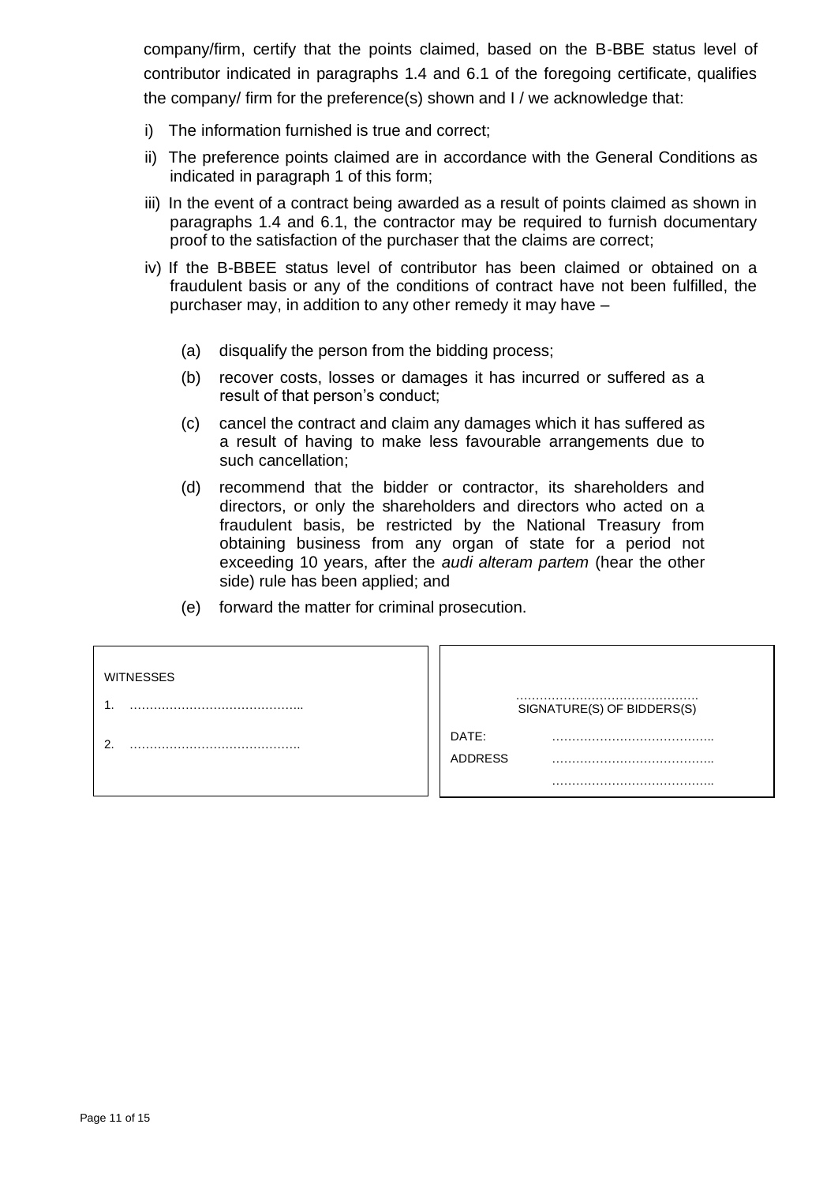company/firm, certify that the points claimed, based on the B-BBE status level of contributor indicated in paragraphs 1.4 and 6.1 of the foregoing certificate, qualifies the company/ firm for the preference(s) shown and I / we acknowledge that:

i) The information furnished is true and correct;

ii) The preference points claimed are in accordance with the General Conditions as indicated in paragraph 1 of this form;

iii) In the event of a contract being awarded as a result of points claimed as shown in paragraphs 1.4 and 6.1, the contractor may be required to furnish documentary proof to the satisfaction of the purchaser that the claims are correct;

iv) If the B-BBEE status level of contributor has been claimed or obtained on a fraudulent basis or any of the conditions of contract have not been fulfilled, the purchaser may, in addition to any other remedy it may have –

(a) disqualify the person from the bidding process;

(b) recover costs, losses or damages it has incurred or suffered as a result of that person's conduct;

(c) cancel the contract and claim any damages which it has suffered as a result of having to make less favourable arrangements due to such cancellation;

(d) recommend that the bidder or contractor, its shareholders and directors, or only the shareholders and directors who acted on a fraudulent basis, be restricted by the National Treasury from obtaining business from any organ of state for a period not exceeding 10 years, after the *audi alteram partem* (hear the other side) rule has been applied; and

(e) forward the matter for criminal prosecution.

WITNESSES

1. ……………………………………..

2. ……………………………………..

……………………………………….
SIGNATURE(S) OF BIDDERS(S)

DATE: …………………………………..

ADDRESS …………………………………..

…………………………………..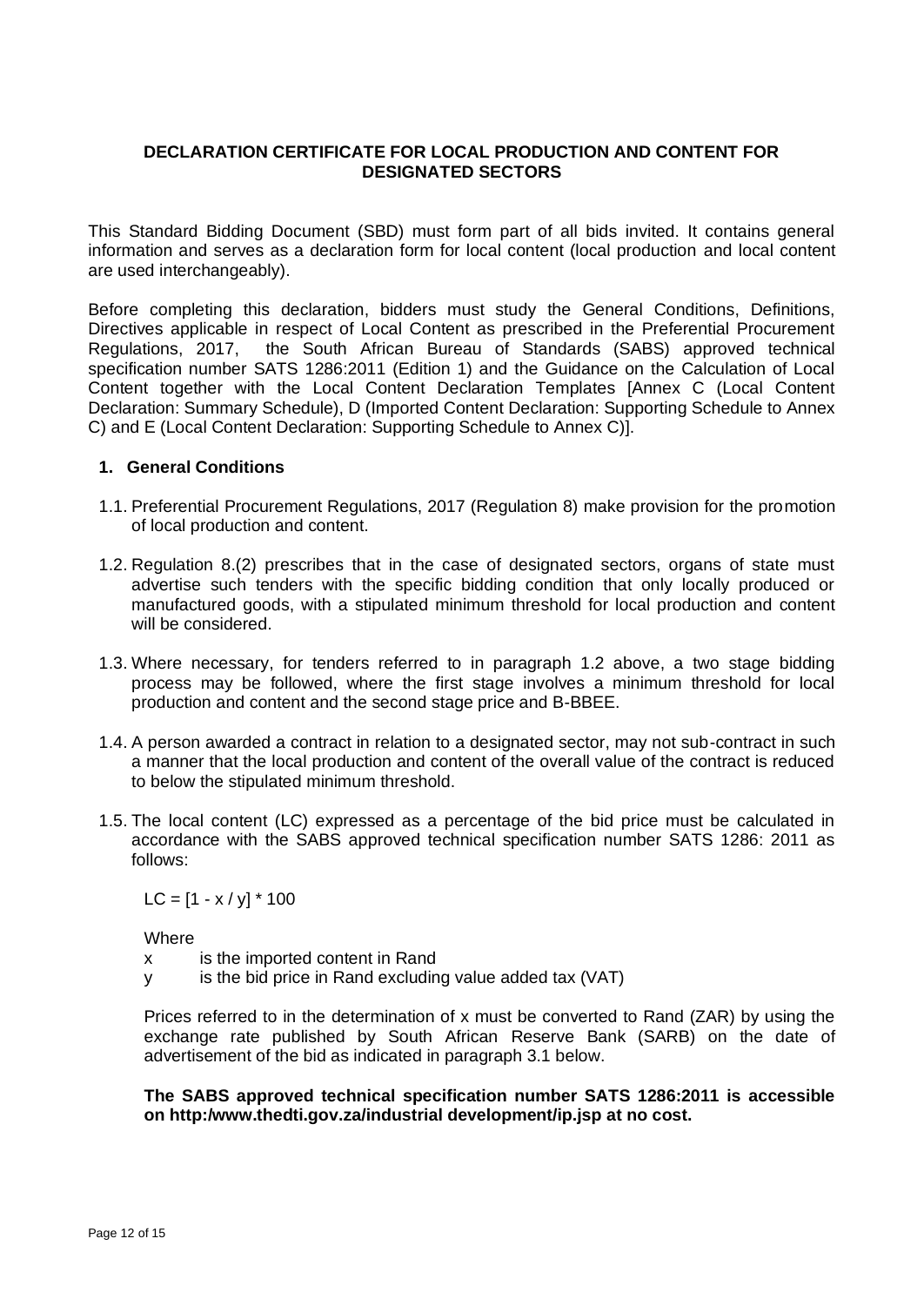## DECLARATION CERTIFICATE FOR LOCAL PRODUCTION AND CONTENT FOR DESIGNATED SECTORS

This Standard Bidding Document (SBD) must form part of all bids invited. It contains general information and serves as a declaration form for local content (local production and local content are used interchangeably).

Before completing this declaration, bidders must study the General Conditions, Definitions, Directives applicable in respect of Local Content as prescribed in the Preferential Procurement Regulations, 2017, the South African Bureau of Standards (SABS) approved technical specification number SATS 1286:2011 (Edition 1) and the Guidance on the Calculation of Local Content together with the Local Content Declaration Templates [Annex C (Local Content Declaration: Summary Schedule), D (Imported Content Declaration: Supporting Schedule to Annex C) and E (Local Content Declaration: Supporting Schedule to Annex C)].

### 1. General Conditions

1.1. Preferential Procurement Regulations, 2017 (Regulation 8) make provision for the promotion of local production and content.

1.2. Regulation 8.(2) prescribes that in the case of designated sectors, organs of state must advertise such tenders with the specific bidding condition that only locally produced or manufactured goods, with a stipulated minimum threshold for local production and content will be considered.

1.3. Where necessary, for tenders referred to in paragraph 1.2 above, a two stage bidding process may be followed, where the first stage involves a minimum threshold for local production and content and the second stage price and B-BBEE.

1.4. A person awarded a contract in relation to a designated sector, may not sub-contract in such a manner that the local production and content of the overall value of the contract is reduced to below the stipulated minimum threshold.

1.5. The local content (LC) expressed as a percentage of the bid price must be calculated in accordance with the SABS approved technical specification number SATS 1286: 2011 as follows:

$$LC = [1 - x / y] * 100$$

Where

$x$ is the imported content in Rand

$y$ is the bid price in Rand excluding value added tax (VAT)

Prices referred to in the determination of $x$ must be converted to Rand (ZAR) by using the exchange rate published by South African Reserve Bank (SARB) on the date of advertisement of the bid as indicated in paragraph 3.1 below.

**The SABS approved technical specification number SATS 1286:2011 is accessible on http:/www.thedti.gov.za/industrial development/ip.jsp at no cost.**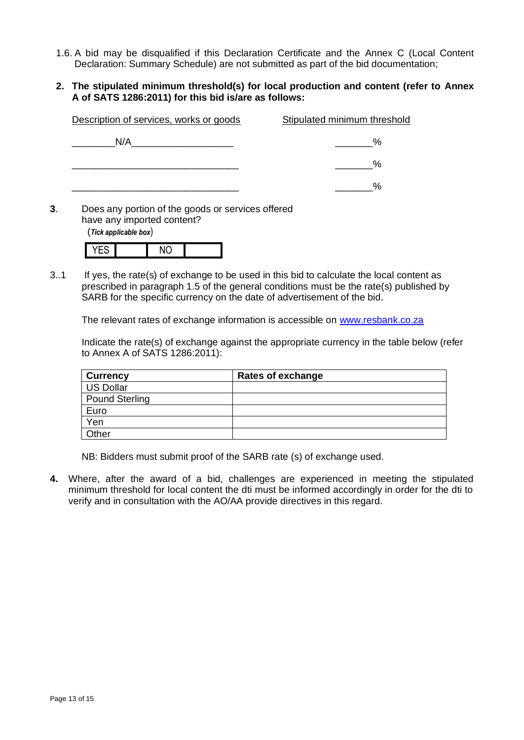1.6. A bid may be disqualified if this Declaration Certificate and the Annex C (Local Content Declaration: Summary Schedule) are not submitted as part of the bid documentation;

**2. The stipulated minimum threshold(s) for local production and content (refer to Annex A of SATS 1286:2011) for this bid is/are as follows:**

| Description of services, works or goods | Stipulated minimum threshold |
|---|---|
| ________N/A__________________ | _______% |
| ______________________________ | _______% |
| ______________________________ | _______% |

**3**. Does any portion of the goods or services offered have any imported content?
(*Tick applicable box*)

| YES | | NO | |
|---|---|---|---|

3..1 If yes, the rate(s) of exchange to be used in this bid to calculate the local content as prescribed in paragraph 1.5 of the general conditions must be the rate(s) published by SARB for the specific currency on the date of advertisement of the bid.

The relevant rates of exchange information is accessible on [www.resbank.co.za](http://www.resbank.co.za)

Indicate the rate(s) of exchange against the appropriate currency in the table below (refer to Annex A of SATS 1286:2011):

| **Currency** | **Rates of exchange** |
|---|---|
| US Dollar | |
| Pound Sterling | |
| Euro | |
| Yen | |
| Other | |

NB: Bidders must submit proof of the SARB rate (s) of exchange used.

**4.** Where, after the award of a bid, challenges are experienced in meeting the stipulated minimum threshold for local content the dti must be informed accordingly in order for the dti to verify and in consultation with the AO/AA provide directives in this regard.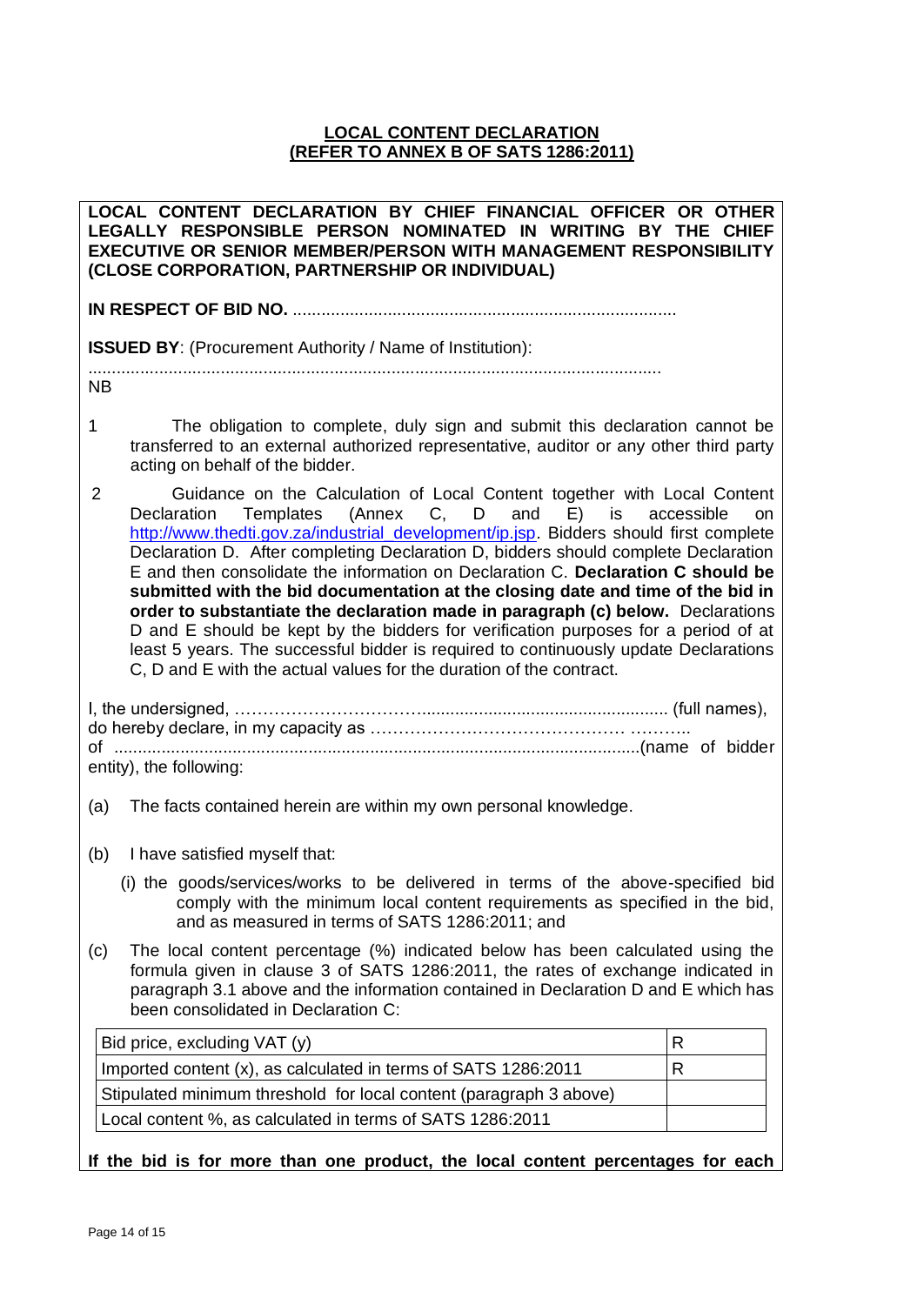**LOCAL CONTENT DECLARATION**
**(REFER TO ANNEX B OF SATS 1286:2011)**

**LOCAL CONTENT DECLARATION BY CHIEF FINANCIAL OFFICER OR OTHER LEGALLY RESPONSIBLE PERSON NOMINATED IN WRITING BY THE CHIEF EXECUTIVE OR SENIOR MEMBER/PERSON WITH MANAGEMENT RESPONSIBILITY (CLOSE CORPORATION, PARTNERSHIP OR INDIVIDUAL)**

**IN RESPECT OF BID NO.** .................................................................................

**ISSUED BY**: (Procurement Authority / Name of Institution):

.........................................................................................................................

NB

1 The obligation to complete, duly sign and submit this declaration cannot be transferred to an external authorized representative, auditor or any other third party acting on behalf of the bidder.

2 Guidance on the Calculation of Local Content together with Local Content Declaration Templates (Annex C, D and E) is accessible on http://www.thedti.gov.za/industrial_development/ip.jsp. Bidders should first complete Declaration D. After completing Declaration D, bidders should complete Declaration E and then consolidate the information on Declaration C. **Declaration C should be submitted with the bid documentation at the closing date and time of the bid in order to substantiate the declaration made in paragraph (c) below.** Declarations D and E should be kept by the bidders for verification purposes for a period of at least 5 years. The successful bidder is required to continuously update Declarations C, D and E with the actual values for the duration of the contract.

I, the undersigned, …………………………….................................................... (full names), do hereby declare, in my capacity as …………………………………… ……….. of ...............................................................................................................(name of bidder entity), the following:

(a) The facts contained herein are within my own personal knowledge.

(b) I have satisfied myself that:

(i) the goods/services/works to be delivered in terms of the above-specified bid comply with the minimum local content requirements as specified in the bid, and as measured in terms of SATS 1286:2011; and

(c) The local content percentage (%) indicated below has been calculated using the formula given in clause 3 of SATS 1286:2011, the rates of exchange indicated in paragraph 3.1 above and the information contained in Declaration D and E which has been consolidated in Declaration C:

| | |
|---|---|
| Bid price, excluding VAT (y) | R |
| Imported content (x), as calculated in terms of SATS 1286:2011 | R |
| Stipulated minimum threshold for local content (paragraph 3 above) | |
| Local content %, as calculated in terms of SATS 1286:2011 | |

**If the bid is for more than one product, the local content percentages for each**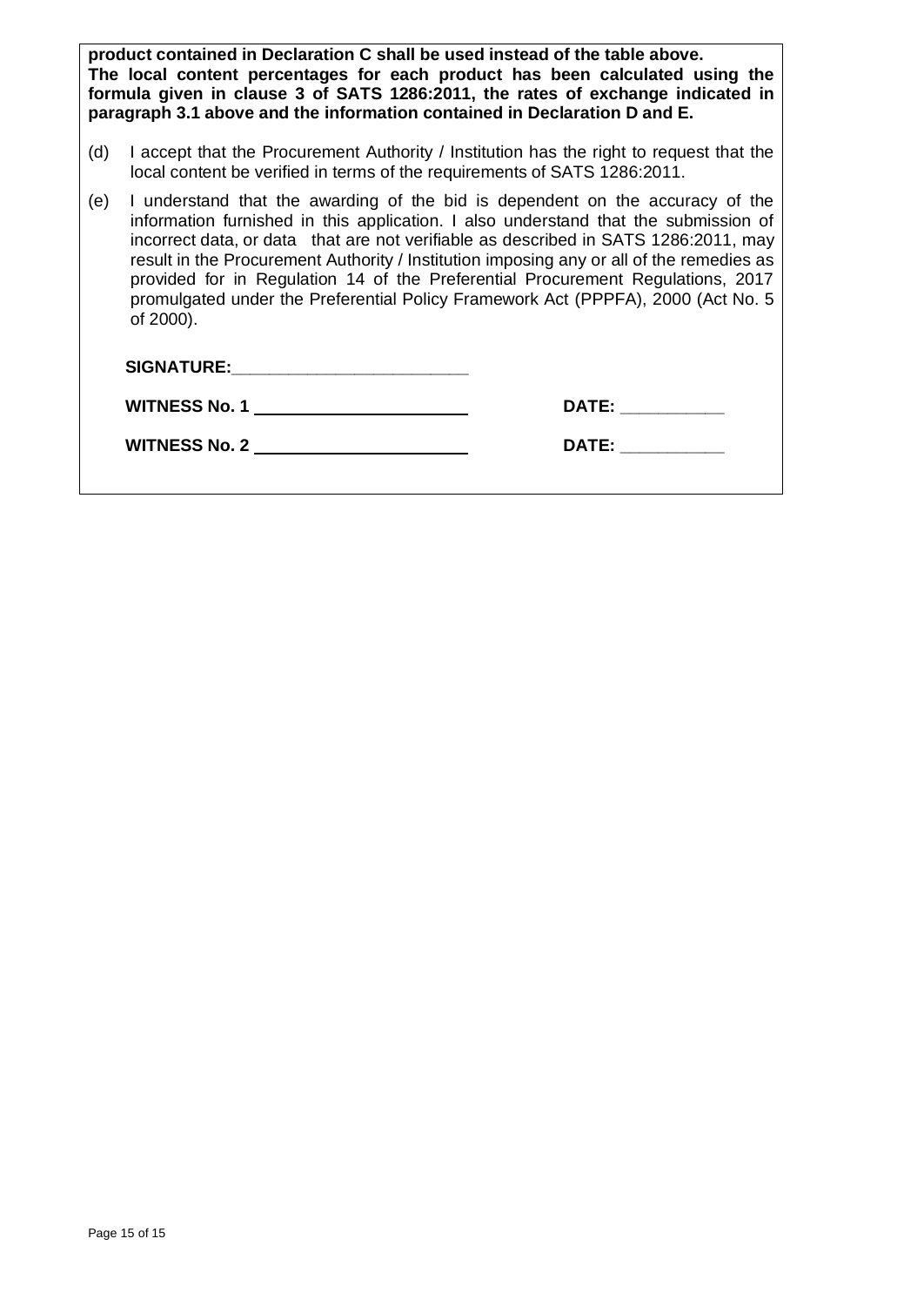**product contained in Declaration C shall be used instead of the table above.**
**The local content percentages for each product has been calculated using the formula given in clause 3 of SATS 1286:2011, the rates of exchange indicated in paragraph 3.1 above and the information contained in Declaration D and E.**

(d) I accept that the Procurement Authority / Institution has the right to request that the local content be verified in terms of the requirements of SATS 1286:2011.

(e) I understand that the awarding of the bid is dependent on the accuracy of the information furnished in this application. I also understand that the submission of incorrect data, or data that are not verifiable as described in SATS 1286:2011, may result in the Procurement Authority / Institution imposing any or all of the remedies as provided for in Regulation 14 of the Preferential Procurement Regulations, 2017 promulgated under the Preferential Policy Framework Act (PPPFA), 2000 (Act No. 5 of 2000).

**SIGNATURE:**\_\_\_\_\_\_\_\_\_\_\_\_\_\_\_\_\_\_\_\_\_\_\_\_\_

**WITNESS No. 1** \_\_\_\_\_\_\_\_\_\_\_\_\_\_\_\_\_\_\_\_\_\_ **DATE:** \_\_\_\_\_\_\_\_\_\_\_

**WITNESS No. 2** \_\_\_\_\_\_\_\_\_\_\_\_\_\_\_\_\_\_\_\_\_\_ **DATE:** \_\_\_\_\_\_\_\_\_\_\_